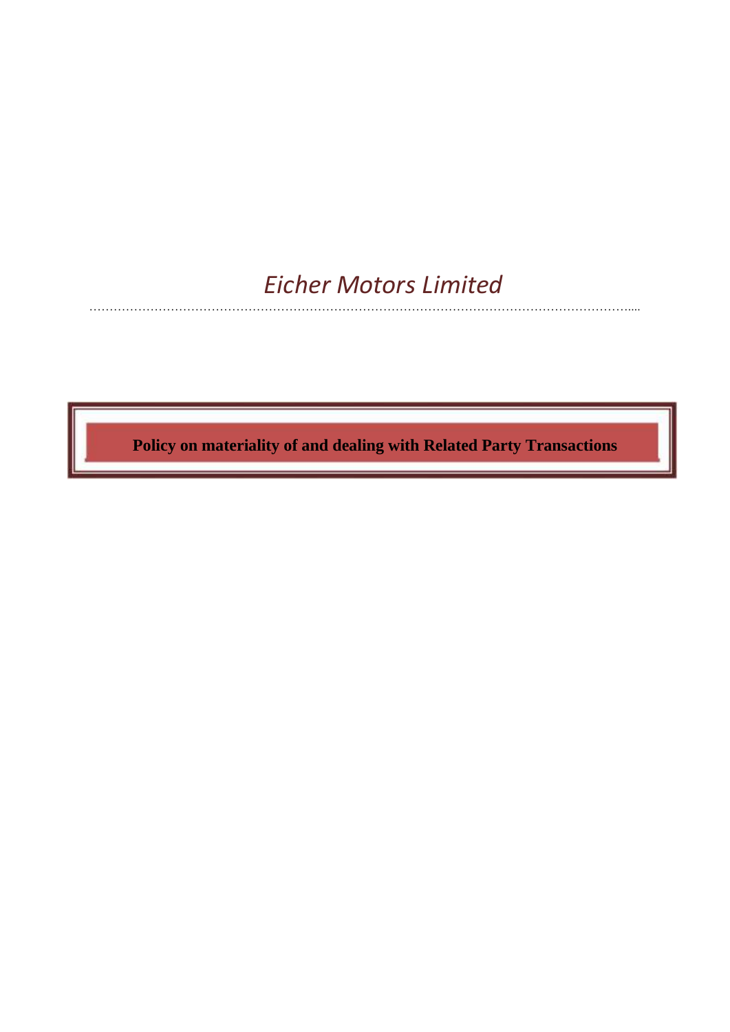# *Eicher Motors Limited*

## Policy on materiality of and dealing with Related Party Transactions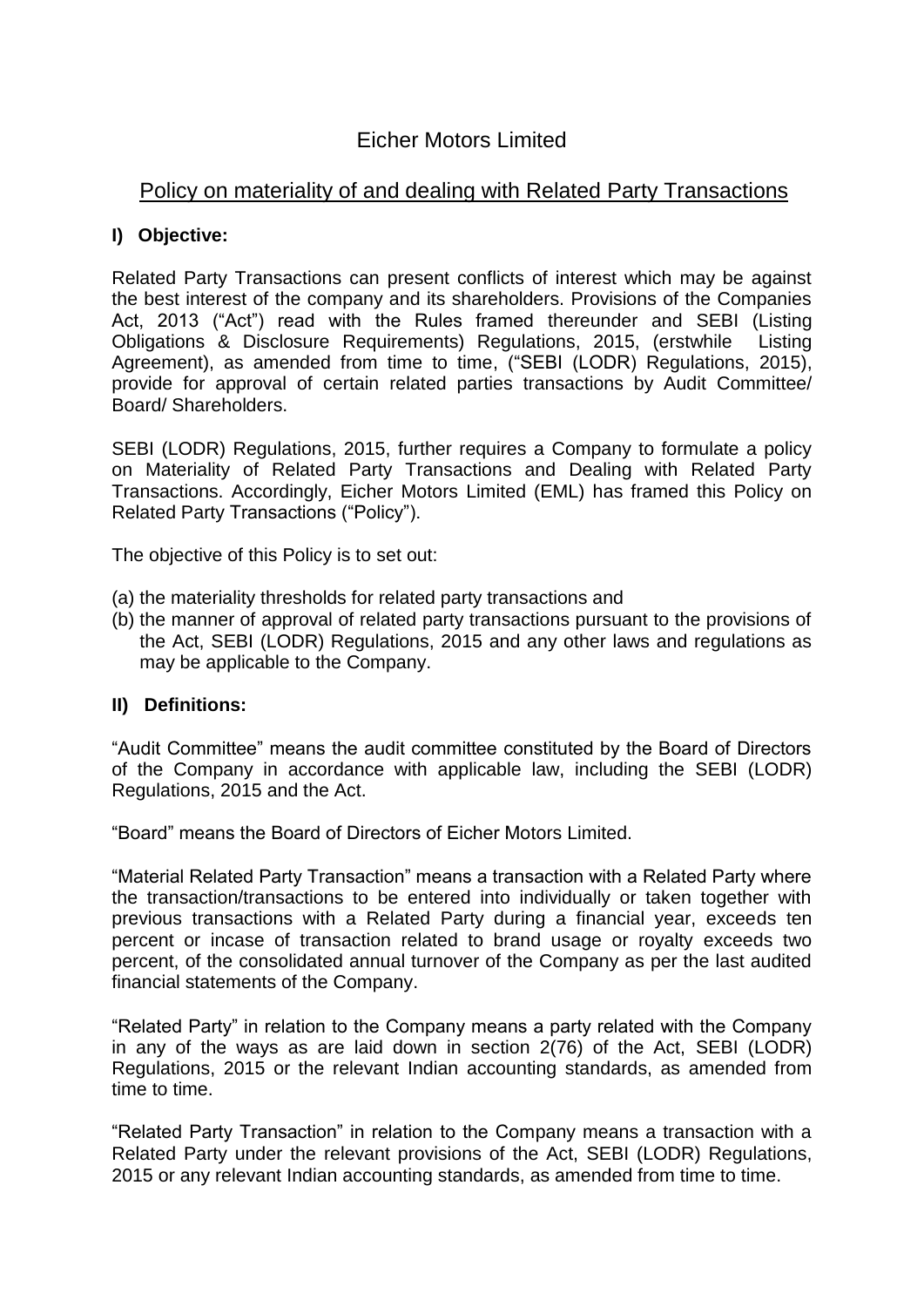# Eicher Motors Limited

## Policy on materiality of and dealing with Related Party Transactions

### I) Objective:

Related Party Transactions can present conflicts of interest which may be against the best interest of the company and its shareholders. Provisions of the Companies Act, 2013 ("Act") read with the Rules framed thereunder and SEBI (Listing Obligations & Disclosure Requirements) Regulations, 2015, (erstwhile Listing Agreement), as amended from time to time, ("SEBI (LODR) Regulations, 2015), provide for approval of certain related parties transactions by Audit Committee/ Board/ Shareholders.

SEBI (LODR) Regulations, 2015, further requires a Company to formulate a policy on Materiality of Related Party Transactions and Dealing with Related Party Transactions. Accordingly, Eicher Motors Limited (EML) has framed this Policy on Related Party Transactions ("Policy").

The objective of this Policy is to set out:

(a) the materiality thresholds for related party transactions and
(b) the manner of approval of related party transactions pursuant to the provisions of the Act, SEBI (LODR) Regulations, 2015 and any other laws and regulations as may be applicable to the Company.

### II) Definitions:

"Audit Committee" means the audit committee constituted by the Board of Directors of the Company in accordance with applicable law, including the SEBI (LODR) Regulations, 2015 and the Act.

"Board" means the Board of Directors of Eicher Motors Limited.

"Material Related Party Transaction" means a transaction with a Related Party where the transaction/transactions to be entered into individually or taken together with previous transactions with a Related Party during a financial year, exceeds ten percent or incase of transaction related to brand usage or royalty exceeds two percent, of the consolidated annual turnover of the Company as per the last audited financial statements of the Company.

"Related Party" in relation to the Company means a party related with the Company in any of the ways as are laid down in section 2(76) of the Act, SEBI (LODR) Regulations, 2015 or the relevant Indian accounting standards, as amended from time to time.

"Related Party Transaction" in relation to the Company means a transaction with a Related Party under the relevant provisions of the Act, SEBI (LODR) Regulations, 2015 or any relevant Indian accounting standards, as amended from time to time.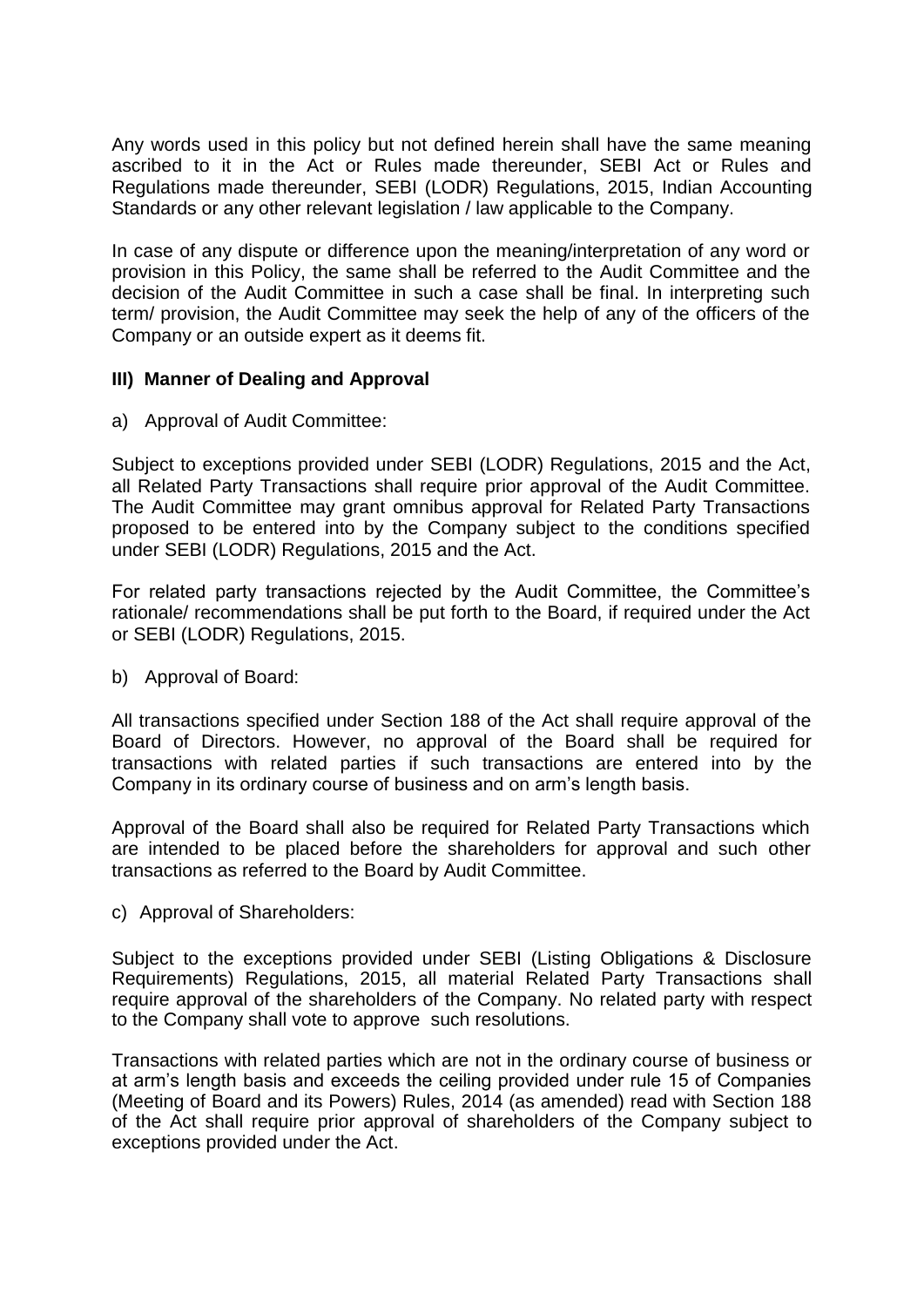Any words used in this policy but not defined herein shall have the same meaning ascribed to it in the Act or Rules made thereunder, SEBI Act or Rules and Regulations made thereunder, SEBI (LODR) Regulations, 2015, Indian Accounting Standards or any other relevant legislation / law applicable to the Company.

In case of any dispute or difference upon the meaning/interpretation of any word or provision in this Policy, the same shall be referred to the Audit Committee and the decision of the Audit Committee in such a case shall be final. In interpreting such term/ provision, the Audit Committee may seek the help of any of the officers of the Company or an outside expert as it deems fit.

### III) Manner of Dealing and Approval

a) Approval of Audit Committee:

Subject to exceptions provided under SEBI (LODR) Regulations, 2015 and the Act, all Related Party Transactions shall require prior approval of the Audit Committee. The Audit Committee may grant omnibus approval for Related Party Transactions proposed to be entered into by the Company subject to the conditions specified under SEBI (LODR) Regulations, 2015 and the Act.

For related party transactions rejected by the Audit Committee, the Committee's rationale/ recommendations shall be put forth to the Board, if required under the Act or SEBI (LODR) Regulations, 2015.

b) Approval of Board:

All transactions specified under Section 188 of the Act shall require approval of the Board of Directors. However, no approval of the Board shall be required for transactions with related parties if such transactions are entered into by the Company in its ordinary course of business and on arm's length basis.

Approval of the Board shall also be required for Related Party Transactions which are intended to be placed before the shareholders for approval and such other transactions as referred to the Board by Audit Committee.

c) Approval of Shareholders:

Subject to the exceptions provided under SEBI (Listing Obligations & Disclosure Requirements) Regulations, 2015, all material Related Party Transactions shall require approval of the shareholders of the Company. No related party with respect to the Company shall vote to approve such resolutions.

Transactions with related parties which are not in the ordinary course of business or at arm's length basis and exceeds the ceiling provided under rule 15 of Companies (Meeting of Board and its Powers) Rules, 2014 (as amended) read with Section 188 of the Act shall require prior approval of shareholders of the Company subject to exceptions provided under the Act.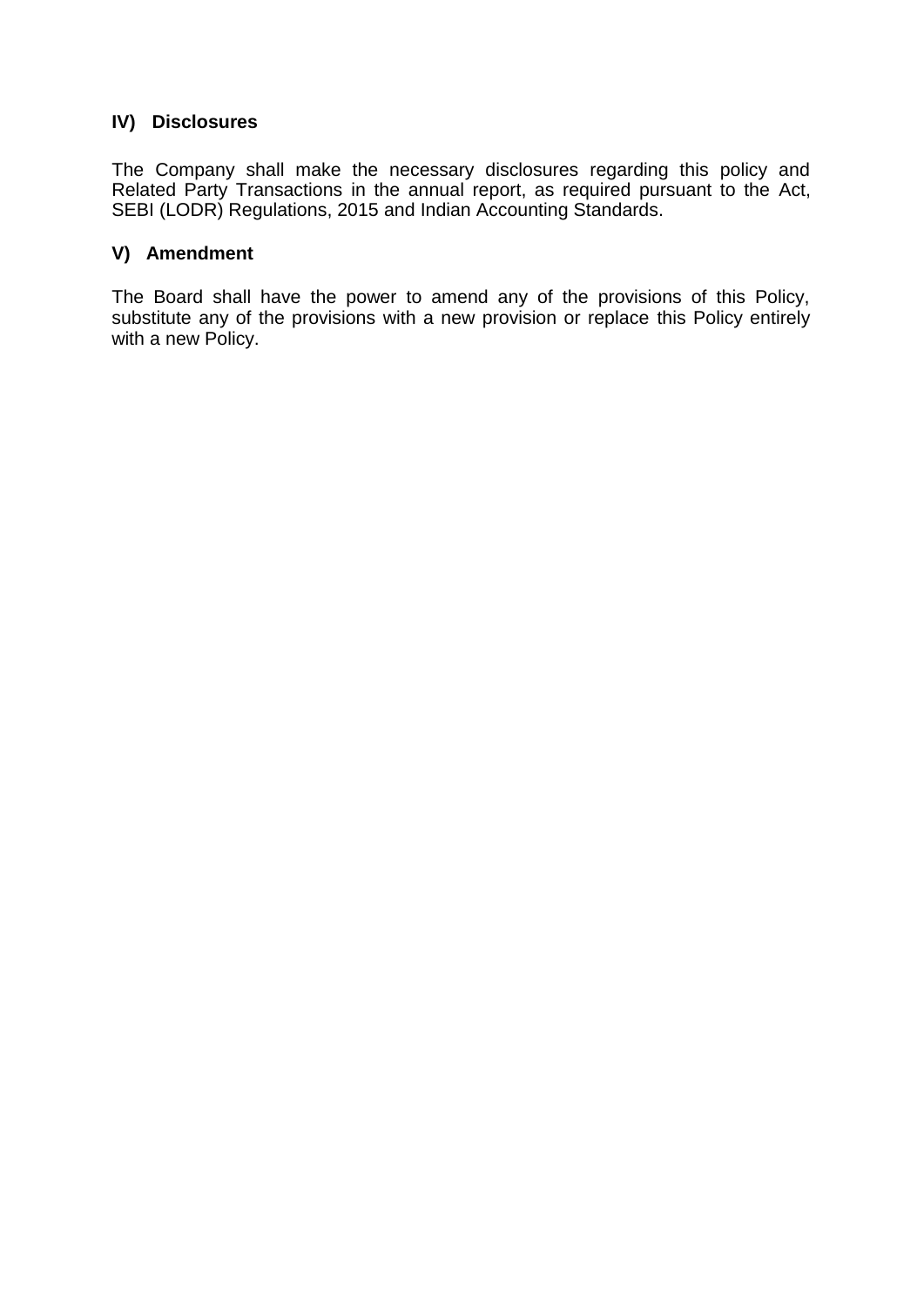## IV) Disclosures

The Company shall make the necessary disclosures regarding this policy and Related Party Transactions in the annual report, as required pursuant to the Act, SEBI (LODR) Regulations, 2015 and Indian Accounting Standards.

## V) Amendment

The Board shall have the power to amend any of the provisions of this Policy, substitute any of the provisions with a new provision or replace this Policy entirely with a new Policy.